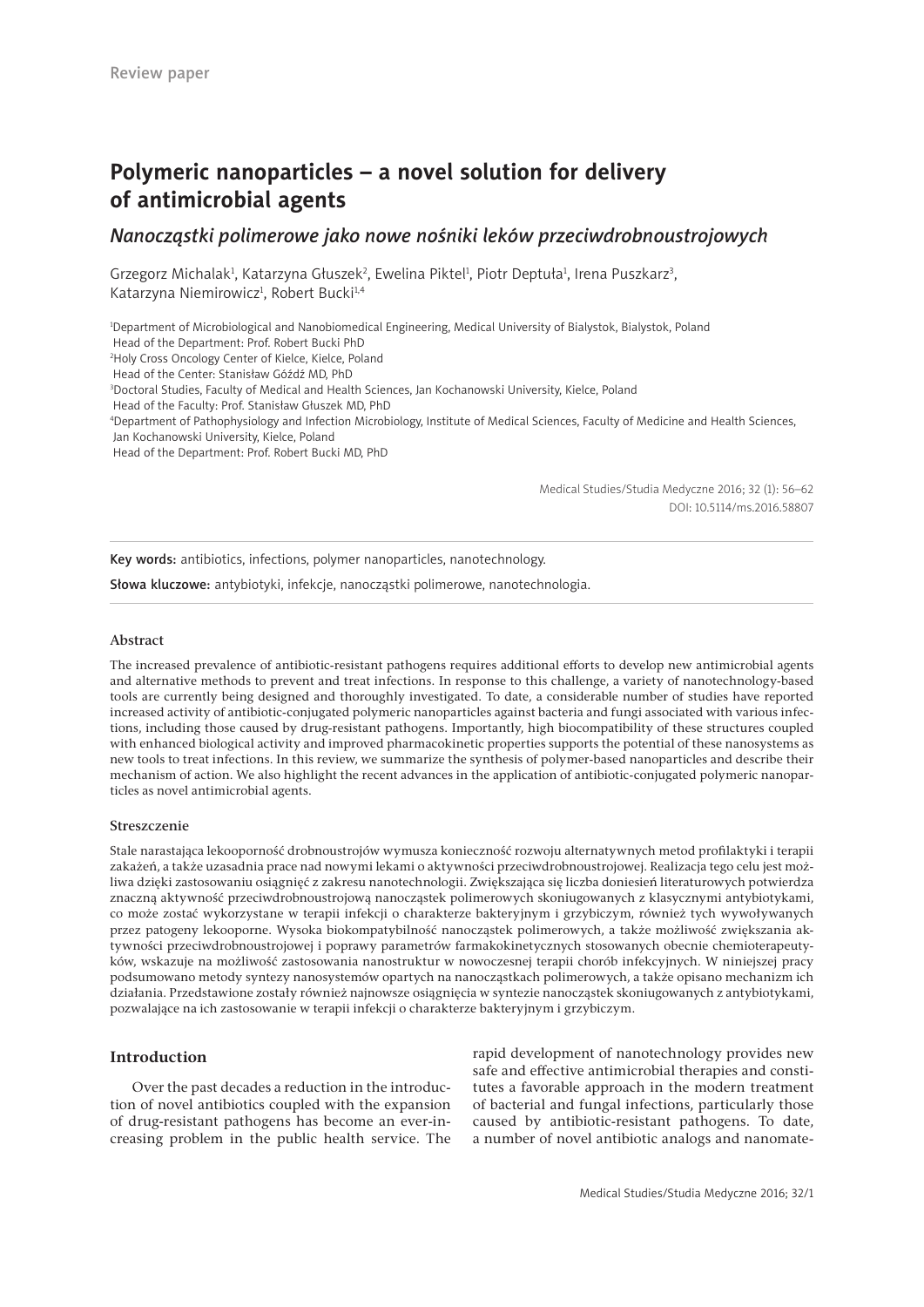Review paper

# Polymeric nanoparticles – a novel solution for delivery of antimicrobial agents

## *Nanocząstki polimerowe jako nowe nośniki leków przeciwdrobnoustrojowych*

Grzegorz Michalak[1], Katarzyna Głuszek[2], Ewelina Piktel[1], Piotr Deptuła[1], Irena Puszkarz[3], Katarzyna Niemirowicz[1], Robert Bucki[1,4]

[1]Department of Microbiological and Nanobiomedical Engineering, Medical University of Bialystok, Bialystok, Poland
Head of the Department: Prof. Robert Bucki PhD

[2]Holy Cross Oncology Center of Kielce, Kielce, Poland
Head of the Center: Stanisław Góźdź MD, PhD

[3]Doctoral Studies, Faculty of Medical and Health Sciences, Jan Kochanowski University, Kielce, Poland
Head of the Faculty: Prof. Stanisław Głuszek MD, PhD

[4]Department of Pathophysiology and Infection Microbiology, Institute of Medical Sciences, Faculty of Medicine and Health Sciences, Jan Kochanowski University, Kielce, Poland
Head of the Department: Prof. Robert Bucki MD, PhD

Medical Studies/Studia Medyczne 2016; 32 (1): 56–62
DOI: 10.5114/ms.2016.58807

**Key words:** antibiotics, infections, polymer nanoparticles, nanotechnology.

**Słowa kluczowe:** antybiotyki, infekcje, nanocząstki polimerowe, nanotechnologia.

### Abstract

The increased prevalence of antibiotic-resistant pathogens requires additional efforts to develop new antimicrobial agents and alternative methods to prevent and treat infections. In response to this challenge, a variety of nanotechnology-based tools are currently being designed and thoroughly investigated. To date, a considerable number of studies have reported increased activity of antibiotic-conjugated polymeric nanoparticles against bacteria and fungi associated with various infections, including those caused by drug-resistant pathogens. Importantly, high biocompatibility of these structures coupled with enhanced biological activity and improved pharmacokinetic properties supports the potential of these nanosystems as new tools to treat infections. In this review, we summarize the synthesis of polymer-based nanoparticles and describe their mechanism of action. We also highlight the recent advances in the application of antibiotic-conjugated polymeric nanoparticles as novel antimicrobial agents.

### Streszczenie

Stale narastająca lekooporność drobnoustrojów wymusza konieczność rozwoju alternatywnych metod profilaktyki i terapii zakażeń, a także uzasadnia prace nad nowymi lekami o aktywności przeciwdrobnoustrojowej. Realizacja tego celu jest możliwa dzięki zastosowaniu osiągnięć z zakresu nanotechnologii. Zwiększająca się liczba doniesień literaturowych potwierdza znaczną aktywność przeciwdrobnoustrojową nanocząstek polimerowych skoniugowanych z klasycznymi antybiotykami, co może zostać wykorzystane w terapii infekcji o charakterze bakteryjnym i grzybiczym, również tych wywoływanych przez patogeny lekooporne. Wysoka biokompatybilność nanocząstek polimerowych, a także możliwość zwiększania aktywności przeciwdrobnoustrojowej i poprawy parametrów farmakokinetycznych stosowanych obecnie chemioterapeutyków, wskazuje na możliwość zastosowania nanostruktur w nowoczesnej terapii chorób infekcyjnych. W niniejszej pracy podsumowano metody syntezy nanosystemów opartych na nanocząstkach polimerowych, a także opisano mechanizm ich działania. Przedstawione zostały również najnowsze osiągnięcia w syntezie nanocząstek skoniugowanych z antybiotykami, pozwalające na ich zastosowanie w terapii infekcji o charakterze bakteryjnym i grzybiczym.

## Introduction

Over the past decades a reduction in the introduction of novel antibiotics coupled with the expansion of drug-resistant pathogens has become an ever-increasing problem in the public health service. The rapid development of nanotechnology provides new safe and effective antimicrobial therapies and constitutes a favorable approach in the modern treatment of bacterial and fungal infections, particularly those caused by antibiotic-resistant pathogens. To date, a number of novel antibiotic analogs and nanomate-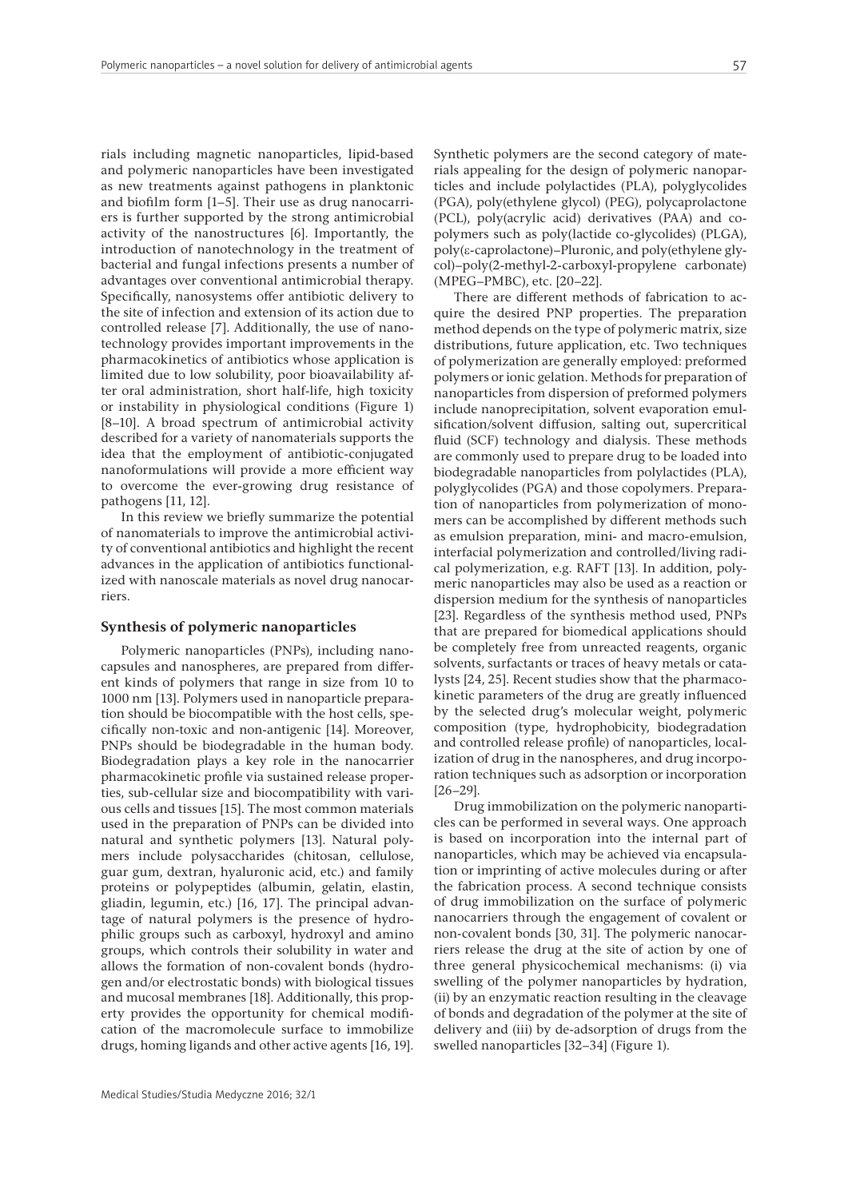rials including magnetic nanoparticles, lipid-based and polymeric nanoparticles have been investigated as new treatments against pathogens in planktonic and biofilm form [1–5]. Their use as drug nanocarriers is further supported by the strong antimicrobial activity of the nanostructures [6]. Importantly, the introduction of nanotechnology in the treatment of bacterial and fungal infections presents a number of advantages over conventional antimicrobial therapy. Specifically, nanosystems offer antibiotic delivery to the site of infection and extension of its action due to controlled release [7]. Additionally, the use of nanotechnology provides important improvements in the pharmacokinetics of antibiotics whose application is limited due to low solubility, poor bioavailability after oral administration, short half-life, high toxicity or instability in physiological conditions (Figure 1) [8–10]. A broad spectrum of antimicrobial activity described for a variety of nanomaterials supports the idea that the employment of antibiotic-conjugated nanoformulations will provide a more efficient way to overcome the ever-growing drug resistance of pathogens [11, 12].

In this review we briefly summarize the potential of nanomaterials to improve the antimicrobial activity of conventional antibiotics and highlight the recent advances in the application of antibiotics functionalized with nanoscale materials as novel drug nanocarriers.

## Synthesis of polymeric nanoparticles

Polymeric nanoparticles (PNPs), including nanocapsules and nanospheres, are prepared from different kinds of polymers that range in size from 10 to 1000 nm [13]. Polymers used in nanoparticle preparation should be biocompatible with the host cells, specifically non-toxic and non-antigenic [14]. Moreover, PNPs should be biodegradable in the human body. Biodegradation plays a key role in the nanocarrier pharmacokinetic profile via sustained release properties, sub-cellular size and biocompatibility with various cells and tissues [15]. The most common materials used in the preparation of PNPs can be divided into natural and synthetic polymers [13]. Natural polymers include polysaccharides (chitosan, cellulose, guar gum, dextran, hyaluronic acid, etc.) and family proteins or polypeptides (albumin, gelatin, elastin, gliadin, legumin, etc.) [16, 17]. The principal advantage of natural polymers is the presence of hydrophilic groups such as carboxyl, hydroxyl and amino groups, which controls their solubility in water and allows the formation of non-covalent bonds (hydrogen and/or electrostatic bonds) with biological tissues and mucosal membranes [18]. Additionally, this property provides the opportunity for chemical modification of the macromolecule surface to immobilize drugs, homing ligands and other active agents [16, 19]. Synthetic polymers are the second category of materials appealing for the design of polymeric nanoparticles and include polylactides (PLA), polyglycolides (PGA), poly(ethylene glycol) (PEG), polycaprolactone (PCL), poly(acrylic acid) derivatives (PAA) and copolymers such as poly(lactide co-glycolides) (PLGA), poly(ε-caprolactone)–Pluronic, and poly(ethylene glycol)–poly(2-methyl-2-carboxyl-propylene carbonate) (MPEG–PMBC), etc. [20–22].

There are different methods of fabrication to acquire the desired PNP properties. The preparation method depends on the type of polymeric matrix, size distributions, future application, etc. Two techniques of polymerization are generally employed: preformed polymers or ionic gelation. Methods for preparation of nanoparticles from dispersion of preformed polymers include nanoprecipitation, solvent evaporation emulsification/solvent diffusion, salting out, supercritical fluid (SCF) technology and dialysis. These methods are commonly used to prepare drug to be loaded into biodegradable nanoparticles from polylactides (PLA), polyglycolides (PGA) and those copolymers. Preparation of nanoparticles from polymerization of monomers can be accomplished by different methods such as emulsion preparation, mini- and macro-emulsion, interfacial polymerization and controlled/living radical polymerization, e.g. RAFT [13]. In addition, polymeric nanoparticles may also be used as a reaction or dispersion medium for the synthesis of nanoparticles [23]. Regardless of the synthesis method used, PNPs that are prepared for biomedical applications should be completely free from unreacted reagents, organic solvents, surfactants or traces of heavy metals or catalysts [24, 25]. Recent studies show that the pharmacokinetic parameters of the drug are greatly influenced by the selected drug's molecular weight, polymeric composition (type, hydrophobicity, biodegradation and controlled release profile) of nanoparticles, localization of drug in the nanospheres, and drug incorporation techniques such as adsorption or incorporation [26–29].

Drug immobilization on the polymeric nanoparticles can be performed in several ways. One approach is based on incorporation into the internal part of nanoparticles, which may be achieved via encapsulation or imprinting of active molecules during or after the fabrication process. A second technique consists of drug immobilization on the surface of polymeric nanocarriers through the engagement of covalent or non-covalent bonds [30, 31]. The polymeric nanocarriers release the drug at the site of action by one of three general physicochemical mechanisms: (i) via swelling of the polymer nanoparticles by hydration, (ii) by an enzymatic reaction resulting in the cleavage of bonds and degradation of the polymer at the site of delivery and (iii) by de-adsorption of drugs from the swelled nanoparticles [32–34] (Figure 1).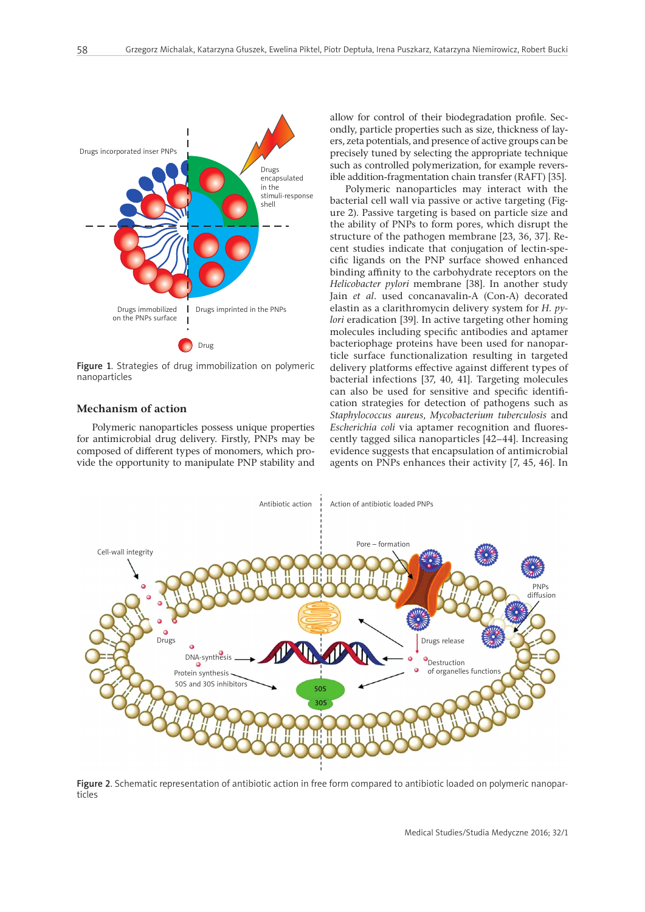Figure 1. Strategies of drug immobilization on polymeric nanoparticles

## Mechanism of action

Polymeric nanoparticles possess unique properties for antimicrobial drug delivery. Firstly, PNPs may be composed of different types of monomers, which provide the opportunity to manipulate PNP stability and allow for control of their biodegradation profile. Secondly, particle properties such as size, thickness of layers, zeta potentials, and presence of active groups can be precisely tuned by selecting the appropriate technique such as controlled polymerization, for example reversible addition-fragmentation chain transfer (RAFT) [35].

Polymeric nanoparticles may interact with the bacterial cell wall via passive or active targeting (Figure 2). Passive targeting is based on particle size and the ability of PNPs to form pores, which disrupt the structure of the pathogen membrane [23, 36, 37]. Recent studies indicate that conjugation of lectin-specific ligands on the PNP surface showed enhanced binding affinity to the carbohydrate receptors on the *Helicobacter pylori* membrane [38]. In another study Jain *et al.* used concanavalin-A (Con-A) decorated elastin as a clarithromycin delivery system for *H. pylori* eradication [39]. In active targeting other homing molecules including specific antibodies and aptamer bacteriophage proteins have been used for nanoparticle surface functionalization resulting in targeted delivery platforms effective against different types of bacterial infections [37, 40, 41]. Targeting molecules can also be used for sensitive and specific identification strategies for detection of pathogens such as *Staphylococcus aureus*, *Mycobacterium tuberculosis* and *Escherichia coli* via aptamer recognition and fluorescently tagged silica nanoparticles [42–44]. Increasing evidence suggests that encapsulation of antimicrobial agents on PNPs enhances their activity [7, 45, 46]. In

Figure 2. Schematic representation of antibiotic action in free form compared to antibiotic loaded on polymeric nanoparticles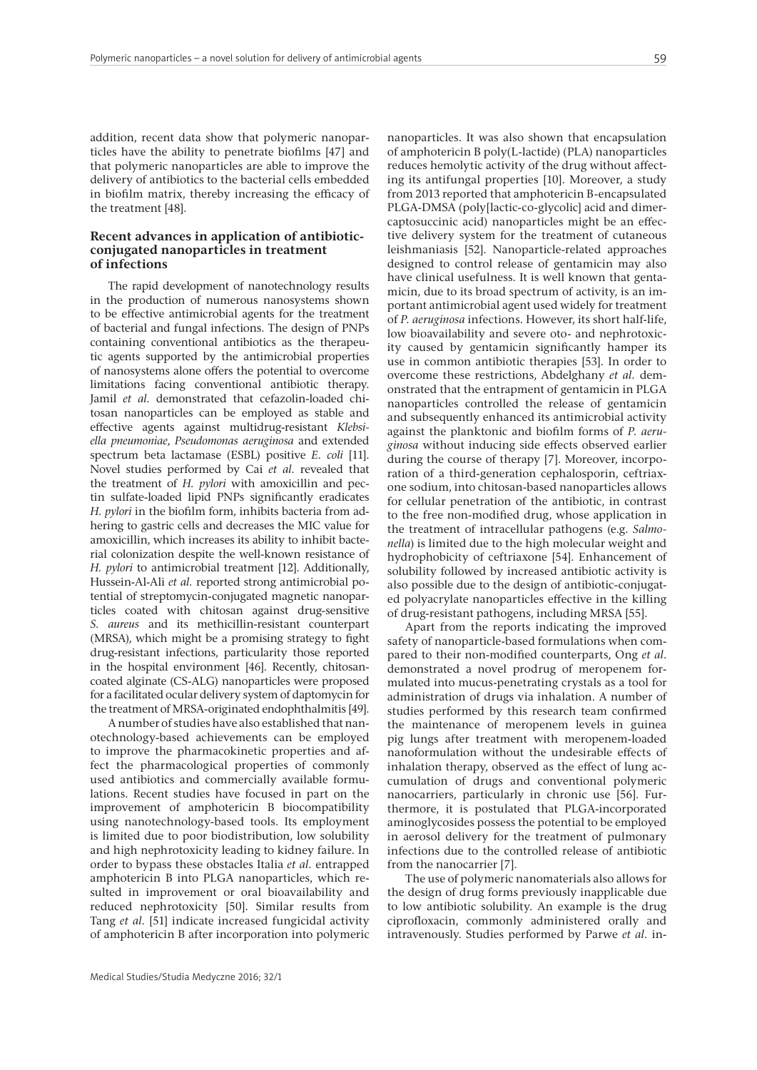addition, recent data show that polymeric nanoparticles have the ability to penetrate biofilms [47] and that polymeric nanoparticles are able to improve the delivery of antibiotics to the bacterial cells embedded in biofilm matrix, thereby increasing the efficacy of the treatment [48].

## Recent advances in application of antibiotic-conjugated nanoparticles in treatment of infections

The rapid development of nanotechnology results in the production of numerous nanosystems shown to be effective antimicrobial agents for the treatment of bacterial and fungal infections. The design of PNPs containing conventional antibiotics as the therapeutic agents supported by the antimicrobial properties of nanosystems alone offers the potential to overcome limitations facing conventional antibiotic therapy. Jamil *et al.* demonstrated that cefazolin-loaded chitosan nanoparticles can be employed as stable and effective agents against multidrug-resistant *Klebsiella pneumoniae*, *Pseudomonas aeruginosa* and extended spectrum beta lactamase (ESBL) positive *E. coli* [11]. Novel studies performed by Cai *et al.* revealed that the treatment of *H. pylori* with amoxicillin and pectin sulfate-loaded lipid PNPs significantly eradicates *H. pylori* in the biofilm form, inhibits bacteria from adhering to gastric cells and decreases the MIC value for amoxicillin, which increases its ability to inhibit bacterial colonization despite the well-known resistance of *H. pylori* to antimicrobial treatment [12]. Additionally, Hussein-Al-Ali *et al.* reported strong antimicrobial potential of streptomycin-conjugated magnetic nanoparticles coated with chitosan against drug-sensitive *S. aureus* and its methicillin-resistant counterpart (MRSA), which might be a promising strategy to fight drug-resistant infections, particularity those reported in the hospital environment [46]. Recently, chitosan-coated alginate (CS-ALG) nanoparticles were proposed for a facilitated ocular delivery system of daptomycin for the treatment of MRSA-originated endophthalmitis [49].

A number of studies have also established that nanotechnology-based achievements can be employed to improve the pharmacokinetic properties and affect the pharmacological properties of commonly used antibiotics and commercially available formulations. Recent studies have focused in part on the improvement of amphotericin B biocompatibility using nanotechnology-based tools. Its employment is limited due to poor biodistribution, low solubility and high nephrotoxicity leading to kidney failure. In order to bypass these obstacles Italia *et al.* entrapped amphotericin B into PLGA nanoparticles, which resulted in improvement or oral bioavailability and reduced nephrotoxicity [50]. Similar results from Tang *et al.* [51] indicate increased fungicidal activity of amphotericin B after incorporation into polymeric nanoparticles. It was also shown that encapsulation of amphotericin B poly(L-lactide) (PLA) nanoparticles reduces hemolytic activity of the drug without affecting its antifungal properties [10]. Moreover, a study from 2013 reported that amphotericin B-encapsulated PLGA-DMSA (poly[lactic-co-glycolic] acid and dimercaptosuccinic acid) nanoparticles might be an effective delivery system for the treatment of cutaneous leishmaniasis [52]. Nanoparticle-related approaches designed to control release of gentamicin may also have clinical usefulness. It is well known that gentamicin, due to its broad spectrum of activity, is an important antimicrobial agent used widely for treatment of *P. aeruginosa* infections. However, its short half-life, low bioavailability and severe oto- and nephrotoxicity caused by gentamicin significantly hamper its use in common antibiotic therapies [53]. In order to overcome these restrictions, Abdelghany *et al.* demonstrated that the entrapment of gentamicin in PLGA nanoparticles controlled the release of gentamicin and subsequently enhanced its antimicrobial activity against the planktonic and biofilm forms of *P. aeruginosa* without inducing side effects observed earlier during the course of therapy [7]. Moreover, incorporation of a third-generation cephalosporin, ceftriaxone sodium, into chitosan-based nanoparticles allows for cellular penetration of the antibiotic, in contrast to the free non-modified drug, whose application in the treatment of intracellular pathogens (e.g. *Salmonella*) is limited due to the high molecular weight and hydrophobicity of ceftriaxone [54]. Enhancement of solubility followed by increased antibiotic activity is also possible due to the design of antibiotic-conjugated polyacrylate nanoparticles effective in the killing of drug-resistant pathogens, including MRSA [55].

Apart from the reports indicating the improved safety of nanoparticle-based formulations when compared to their non-modified counterparts, Ong *et al.* demonstrated a novel prodrug of meropenem formulated into mucus-penetrating crystals as a tool for administration of drugs via inhalation. A number of studies performed by this research team confirmed the maintenance of meropenem levels in guinea pig lungs after treatment with meropenem-loaded nanoformulation without the undesirable effects of inhalation therapy, observed as the effect of lung accumulation of drugs and conventional polymeric nanocarriers, particularly in chronic use [56]. Furthermore, it is postulated that PLGA-incorporated aminoglycosides possess the potential to be employed in aerosol delivery for the treatment of pulmonary infections due to the controlled release of antibiotic from the nanocarrier [7].

The use of polymeric nanomaterials also allows for the design of drug forms previously inapplicable due to low antibiotic solubility. An example is the drug ciprofloxacin, commonly administered orally and intravenously. Studies performed by Parwe *et al.* in-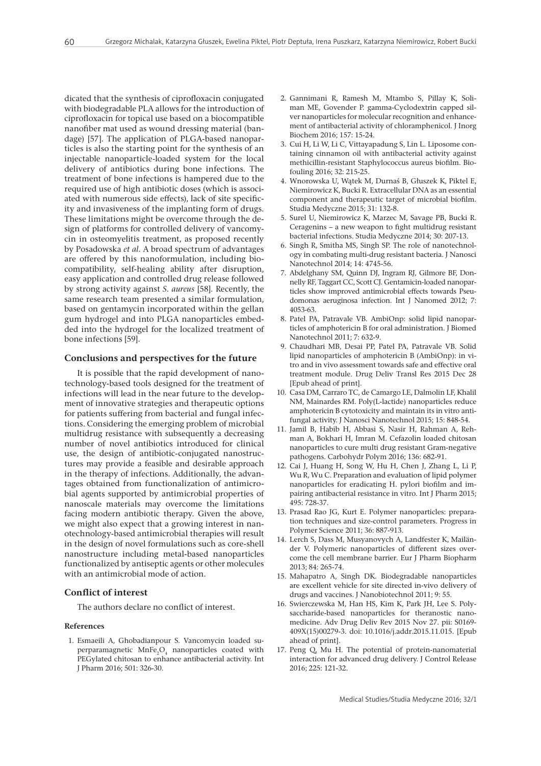dicated that the synthesis of ciprofloxacin conjugated with biodegradable PLA allows for the introduction of ciprofloxacin for topical use based on a biocompatible nanofiber mat used as wound dressing material (bandage) [57]. The application of PLGA-based nanoparticles is also the starting point for the synthesis of an injectable nanoparticle-loaded system for the local delivery of antibiotics during bone infections. The treatment of bone infections is hampered due to the required use of high antibiotic doses (which is associated with numerous side effects), lack of site specificity and invasiveness of the implanting form of drugs. These limitations might be overcome through the design of platforms for controlled delivery of vancomycin in osteomyelitis treatment, as proposed recently by Posadowska *et al.* A broad spectrum of advantages are offered by this nanoformulation, including biocompatibility, self-healing ability after disruption, easy application and controlled drug release followed by strong activity against *S. aureus* [58]. Recently, the same research team presented a similar formulation, based on gentamycin incorporated within the gellan gum hydrogel and into PLGA nanoparticles embedded into the hydrogel for the localized treatment of bone infections [59].

## Conclusions and perspectives for the future

It is possible that the rapid development of nanotechnology-based tools designed for the treatment of infections will lead in the near future to the development of innovative strategies and therapeutic options for patients suffering from bacterial and fungal infections. Considering the emerging problem of microbial multidrug resistance with subsequently a decreasing number of novel antibiotics introduced for clinical use, the design of antibiotic-conjugated nanostructures may provide a feasible and desirable approach in the therapy of infections. Additionally, the advantages obtained from functionalization of antimicrobial agents supported by antimicrobial properties of nanoscale materials may overcome the limitations facing modern antibiotic therapy. Given the above, we might also expect that a growing interest in nanotechnology-based antimicrobial therapies will result in the design of novel formulations such as core-shell nanostructure including metal-based nanoparticles functionalized by antiseptic agents or other molecules with an antimicrobial mode of action.

## Conflict of interest

The authors declare no conflict of interest.

### References

1. Esmaeili A, Ghobadianpour S. Vancomycin loaded superparamagnetic $MnFe_2O_4$ nanoparticles coated with PEGylated chitosan to enhance antibacterial activity. Int J Pharm 2016; 501: 326-30.
2. Gannimani R, Ramesh M, Mtambo S, Pillay K, Soliman ME, Govender P. gamma-Cyclodextrin capped silver nanoparticles for molecular recognition and enhancement of antibacterial activity of chloramphenicol. J Inorg Biochem 2016; 157: 15-24.
3. Cui H, Li W, Li C, Vittayapadung S, Lin L. Liposome containing cinnamon oil with antibacterial activity against methicillin-resistant Staphylococcus aureus biofilm. Biofouling 2016; 32: 215-25.
4. Wnorowska U, Wątek M, Durnaś B, Głuszek K, Piktel E, Niemirowicz K, Bucki R. Extracellular DNA as an essential component and therapeutic target of microbial biofilm. Studia Medyczne 2015; 31: 132-8.
5. Surel U, Niemirowicz K, Marzec M, Savage PB, Bucki R. Ceragenins – a new weapon to fight multidrug resistant bacterial infections. Studia Medyczne 2014; 30: 207-13.
6. Singh R, Smitha MS, Singh SP. The role of nanotechnology in combating multi-drug resistant bacteria. J Nanosci Nanotechnol 2014; 14: 4745-56.
7. Abdelghany SM, Quinn DJ, Ingram RJ, Gilmore BF, Donnelly RF, Taggart CC, Scott CJ. Gentamicin-loaded nanoparticles show improved antimicrobial effects towards Pseudomonas aeruginosa infection. Int J Nanomed 2012; 7: 4053-63.
8. Patel PA, Patravale VB. AmbiOnp: solid lipid nanoparticles of amphotericin B for oral administration. J Biomed Nanotechnol 2011; 7: 632-9.
9. Chaudhari MB, Desai PP, Patel PA, Patravale VB. Solid lipid nanoparticles of amphotericin B (AmbiOnp): in vitro and in vivo assessment towards safe and effective oral treatment module. Drug Deliv Transl Res 2015 Dec 28 [Epub ahead of print].
10. Casa DM, Carraro TC, de Camargo LE, Dalmolin LF, Khalil NM, Mainardes RM. Poly(L-lactide) nanoparticles reduce amphotericin B cytotoxicity and maintain its in vitro antifungal activity. J Nanosci Nanotechnol 2015; 15: 848-54.
11. Jamil B, Habib H, Abbasi S, Nasir H, Rahman A, Rehman A, Bokhari H, Imran M. Cefazolin loaded chitosan nanoparticles to cure multi drug resistant Gram-negative pathogens. Carbohydr Polym 2016; 136: 682-91.
12. Cai J, Huang H, Song W, Hu H, Chen J, Zhang L, Li P, Wu R, Wu C. Preparation and evaluation of lipid polymer nanoparticles for eradicating H. pylori biofilm and impairing antibacterial resistance in vitro. Int J Pharm 2015; 495: 728-37.
13. Prasad Rao JG, Kurt E. Polymer nanoparticles: preparation techniques and size-control parameters. Progress in Polymer Science 2011; 36: 887-913.
14. Lerch S, Dass M, Musyanovych A, Landfester K, Mailänder V. Polymeric nanoparticles of different sizes overcome the cell membrane barrier. Eur J Pharm Biopharm 2013; 84: 265-74.
15. Mahapatro A, Singh DK. Biodegradable nanoparticles are excellent vehicle for site directed in-vivo delivery of drugs and vaccines. J Nanobiotechnol 2011; 9: 55.
16. Swierczewska M, Han HS, Kim K, Park JH, Lee S. Polysaccharide-based nanoparticles for theranostic nanomedicine. Adv Drug Deliv Rev 2015 Nov 27. pii: S0169-409X(15)00279-3. doi: 10.1016/j.addr.2015.11.015. [Epub ahead of print].
17. Peng Q, Mu H. The potential of protein-nanomaterial interaction for advanced drug delivery. J Control Release 2016; 225: 121-32.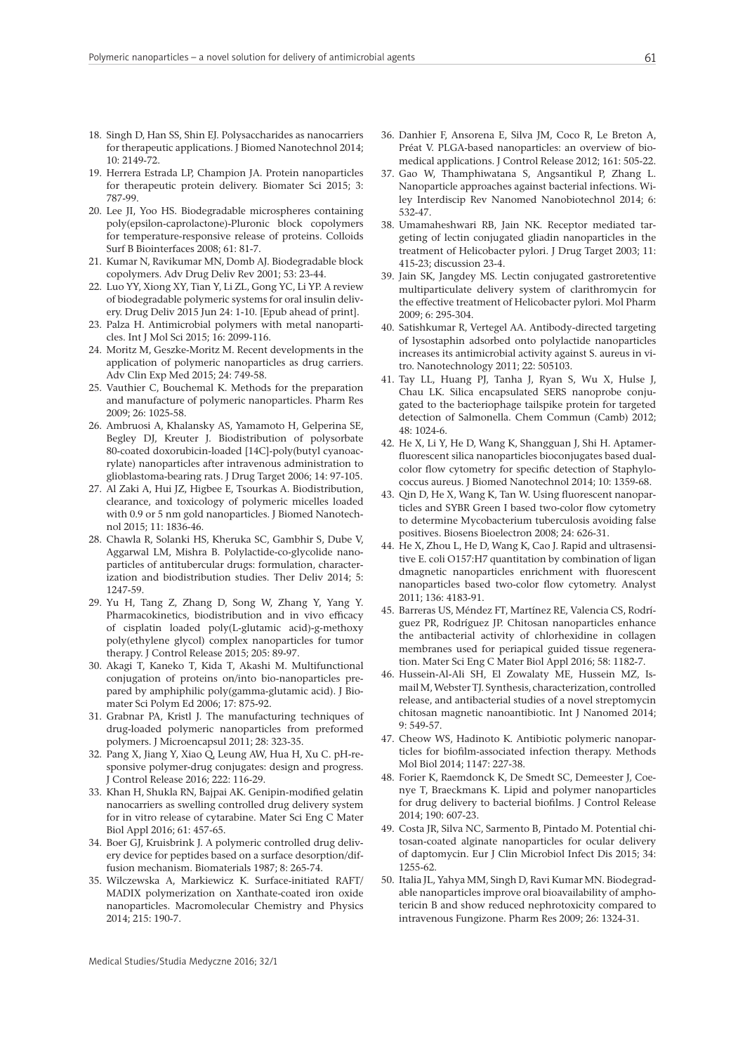18. Singh D, Han SS, Shin EJ. Polysaccharides as nanocarriers for therapeutic applications. J Biomed Nanotechnol 2014; 10: 2149-72.
19. Herrera Estrada LP, Champion JA. Protein nanoparticles for therapeutic protein delivery. Biomater Sci 2015; 3: 787-99.
20. Lee JI, Yoo HS. Biodegradable microspheres containing poly(epsilon-caprolactone)-Pluronic block copolymers for temperature-responsive release of proteins. Colloids Surf B Biointerfaces 2008; 61: 81-7.
21. Kumar N, Ravikumar MN, Domb AJ. Biodegradable block copolymers. Adv Drug Deliv Rev 2001; 53: 23-44.
22. Luo YY, Xiong XY, Tian Y, Li ZL, Gong YC, Li YP. A review of biodegradable polymeric systems for oral insulin delivery. Drug Deliv 2015 Jun 24: 1-10. [Epub ahead of print].
23. Palza H. Antimicrobial polymers with metal nanoparticles. Int J Mol Sci 2015; 16: 2099-116.
24. Moritz M, Geszke-Moritz M. Recent developments in the application of polymeric nanoparticles as drug carriers. Adv Clin Exp Med 2015; 24: 749-58.
25. Vauthier C, Bouchemal K. Methods for the preparation and manufacture of polymeric nanoparticles. Pharm Res 2009; 26: 1025-58.
26. Ambruosi A, Khalansky AS, Yamamoto H, Gelperina SE, Begley DJ, Kreuter J. Biodistribution of polysorbate 80-coated doxorubicin-loaded [14C]-poly(butyl cyanoacrylate) nanoparticles after intravenous administration to glioblastoma-bearing rats. J Drug Target 2006; 14: 97-105.
27. Al Zaki A, Hui JZ, Higbee E, Tsourkas A. Biodistribution, clearance, and toxicology of polymeric micelles loaded with 0.9 or 5 nm gold nanoparticles. J Biomed Nanotechnol 2015; 11: 1836-46.
28. Chawla R, Solanki HS, Kheruka SC, Gambhir S, Dube V, Aggarwal LM, Mishra B. Polylactide-co-glycolide nanoparticles of antitubercular drugs: formulation, characterization and biodistribution studies. Ther Deliv 2014; 5: 1247-59.
29. Yu H, Tang Z, Zhang D, Song W, Zhang Y, Yang Y. Pharmacokinetics, biodistribution and in vivo efficacy of cisplatin loaded poly(L-glutamic acid)-g-methoxy poly(ethylene glycol) complex nanoparticles for tumor therapy. J Control Release 2015; 205: 89-97.
30. Akagi T, Kaneko T, Kida T, Akashi M. Multifunctional conjugation of proteins on/into bio-nanoparticles prepared by amphiphilic poly(gamma-glutamic acid). J Biomater Sci Polym Ed 2006; 17: 875-92.
31. Grabnar PA, Kristl J. The manufacturing techniques of drug-loaded polymeric nanoparticles from preformed polymers. J Microencapsul 2011; 28: 323-35.
32. Pang X, Jiang Y, Xiao Q, Leung AW, Hua H, Xu C. pH-responsive polymer-drug conjugates: design and progress. J Control Release 2016; 222: 116-29.
33. Khan H, Shukla RN, Bajpai AK. Genipin-modified gelatin nanocarriers as swelling controlled drug delivery system for in vitro release of cytarabine. Mater Sci Eng C Mater Biol Appl 2016; 61: 457-65.
34. Boer GJ, Kruisbrink J. A polymeric controlled drug delivery device for peptides based on a surface desorption/diffusion mechanism. Biomaterials 1987; 8: 265-74.
35. Wilczewska A, Markiewicz K. Surface-initiated RAFT/MADIX polymerization on Xanthate-coated iron oxide nanoparticles. Macromolecular Chemistry and Physics 2014; 215: 190-7.
36. Danhier F, Ansorena E, Silva JM, Coco R, Le Breton A, Préat V. PLGA-based nanoparticles: an overview of biomedical applications. J Control Release 2012; 161: 505-22.
37. Gao W, Thamphiwatana S, Angsantikul P, Zhang L. Nanoparticle approaches against bacterial infections. Wiley Interdiscip Rev Nanomed Nanobiotechnol 2014; 6: 532-47.
38. Umamaheshwari RB, Jain NK. Receptor mediated targeting of lectin conjugated gliadin nanoparticles in the treatment of Helicobacter pylori. J Drug Target 2003; 11: 415-23; discussion 23-4.
39. Jain SK, Jangdey MS. Lectin conjugated gastroretentive multiparticulate delivery system of clarithromycin for the effective treatment of Helicobacter pylori. Mol Pharm 2009; 6: 295-304.
40. Satishkumar R, Vertegel AA. Antibody-directed targeting of lysostaphin adsorbed onto polylactide nanoparticles increases its antimicrobial activity against S. aureus in vitro. Nanotechnology 2011; 22: 505103.
41. Tay LL, Huang PJ, Tanha J, Ryan S, Wu X, Hulse J, Chau LK. Silica encapsulated SERS nanoprobe conjugated to the bacteriophage tailspike protein for targeted detection of Salmonella. Chem Commun (Camb) 2012; 48: 1024-6.
42. He X, Li Y, He D, Wang K, Shangguan J, Shi H. Aptamer-fluorescent silica nanoparticles bioconjugates based dual-color flow cytometry for specific detection of Staphylococcus aureus. J Biomed Nanotechnol 2014; 10: 1359-68.
43. Qin D, He X, Wang K, Tan W. Using fluorescent nanoparticles and SYBR Green I based two-color flow cytometry to determine Mycobacterium tuberculosis avoiding false positives. Biosens Bioelectron 2008; 24: 626-31.
44. He X, Zhou L, He D, Wang K, Cao J. Rapid and ultrasensitive E. coli O157:H7 quantitation by combination of ligan dmagnetic nanoparticles enrichment with fluorescent nanoparticles based two-color flow cytometry. Analyst 2011; 136: 4183-91.
45. Barreras US, Méndez FT, Martínez RE, Valencia CS, Rodríguez PR, Rodríguez JP. Chitosan nanoparticles enhance the antibacterial activity of chlorhexidine in collagen membranes used for periapical guided tissue regeneration. Mater Sci Eng C Mater Biol Appl 2016; 58: 1182-7.
46. Hussein-Al-Ali SH, El Zowalaty ME, Hussein MZ, Ismail M, Webster TJ. Synthesis, characterization, controlled release, and antibacterial studies of a novel streptomycin chitosan magnetic nanoantibiotic. Int J Nanomed 2014; 9: 549-57.
47. Cheow WS, Hadinoto K. Antibiotic polymeric nanoparticles for biofilm-associated infection therapy. Methods Mol Biol 2014; 1147: 227-38.
48. Forier K, Raemdonck K, De Smedt SC, Demeester J, Coenye T, Braeckmans K. Lipid and polymer nanoparticles for drug delivery to bacterial biofilms. J Control Release 2014; 190: 607-23.
49. Costa JR, Silva NC, Sarmento B, Pintado M. Potential chitosan-coated alginate nanoparticles for ocular delivery of daptomycin. Eur J Clin Microbiol Infect Dis 2015; 34: 1255-62.
50. Italia JL, Yahya MM, Singh D, Ravi Kumar MN. Biodegradable nanoparticles improve oral bioavailability of amphotericin B and show reduced nephrotoxicity compared to intravenous Fungizone. Pharm Res 2009; 26: 1324-31.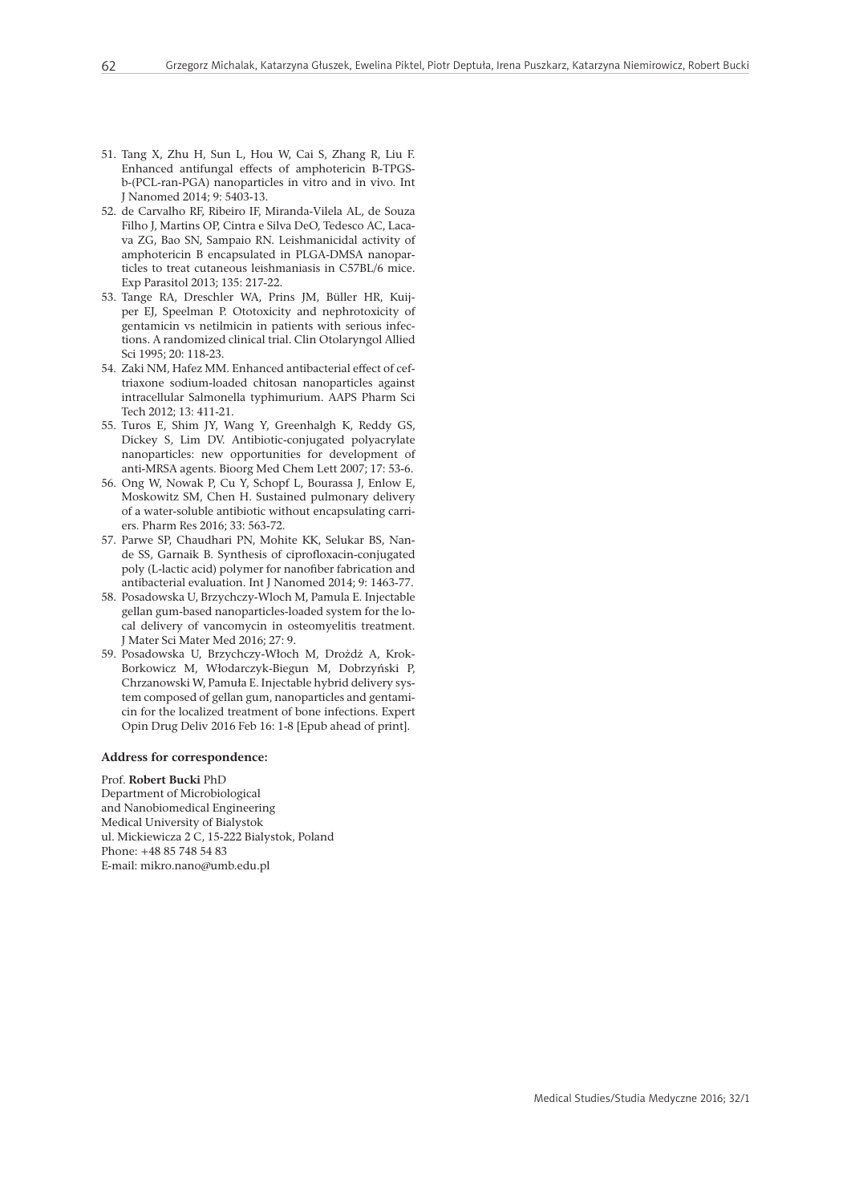51. Tang X, Zhu H, Sun L, Hou W, Cai S, Zhang R, Liu F. Enhanced antifungal effects of amphotericin B-TPGS-b-(PCL-ran-PGA) nanoparticles in vitro and in vivo. Int J Nanomed 2014; 9: 5403-13.
52. de Carvalho RF, Ribeiro IF, Miranda-Vilela AL, de Souza Filho J, Martins OP, Cintra e Silva DeO, Tedesco AC, Lacava ZG, Bao SN, Sampaio RN. Leishmanicidal activity of amphotericin B encapsulated in PLGA-DMSA nanoparticles to treat cutaneous leishmaniasis in C57BL/6 mice. Exp Parasitol 2013; 135: 217-22.
53. Tange RA, Dreschler WA, Prins JM, Büller HR, Kuijper EJ, Speelman P. Ototoxicity and nephrotoxicity of gentamicin vs netilmicin in patients with serious infections. A randomized clinical trial. Clin Otolaryngol Allied Sci 1995; 20: 118-23.
54. Zaki NM, Hafez MM. Enhanced antibacterial effect of ceftriaxone sodium-loaded chitosan nanoparticles against intracellular Salmonella typhimurium. AAPS Pharm Sci Tech 2012; 13: 411-21.
55. Turos E, Shim JY, Wang Y, Greenhalgh K, Reddy GS, Dickey S, Lim DV. Antibiotic-conjugated polyacrylate nanoparticles: new opportunities for development of anti-MRSA agents. Bioorg Med Chem Lett 2007; 17: 53-6.
56. Ong W, Nowak P, Cu Y, Schopf L, Bourassa J, Enlow E, Moskowitz SM, Chen H. Sustained pulmonary delivery of a water-soluble antibiotic without encapsulating carriers. Pharm Res 2016; 33: 563-72.
57. Parwe SP, Chaudhari PN, Mohite KK, Selukar BS, Nande SS, Garnaik B. Synthesis of ciprofloxacin-conjugated poly (L-lactic acid) polymer for nanofiber fabrication and antibacterial evaluation. Int J Nanomed 2014; 9: 1463-77.
58. Posadowska U, Brzychczy-Wloch M, Pamula E. Injectable gellan gum-based nanoparticles-loaded system for the local delivery of vancomycin in osteomyelitis treatment. J Mater Sci Mater Med 2016; 27: 9.
59. Posadowska U, Brzychczy-Włoch M, Drożdż A, Krok-Borkowicz M, Włodarczyk-Biegun M, Dobrzyński P, Chrzanowski W, Pamuła E. Injectable hybrid delivery system composed of gellan gum, nanoparticles and gentamicin for the localized treatment of bone infections. Expert Opin Drug Deliv 2016 Feb 16: 1-8 [Epub ahead of print].

**Address for correspondence:**

Prof. **Robert Bucki** PhD
Department of Microbiological
and Nanobiomedical Engineering
Medical University of Bialystok
ul. Mickiewicza 2 C, 15-222 Bialystok, Poland
Phone: +48 85 748 54 83
E-mail: mikro.nano@umb.edu.pl